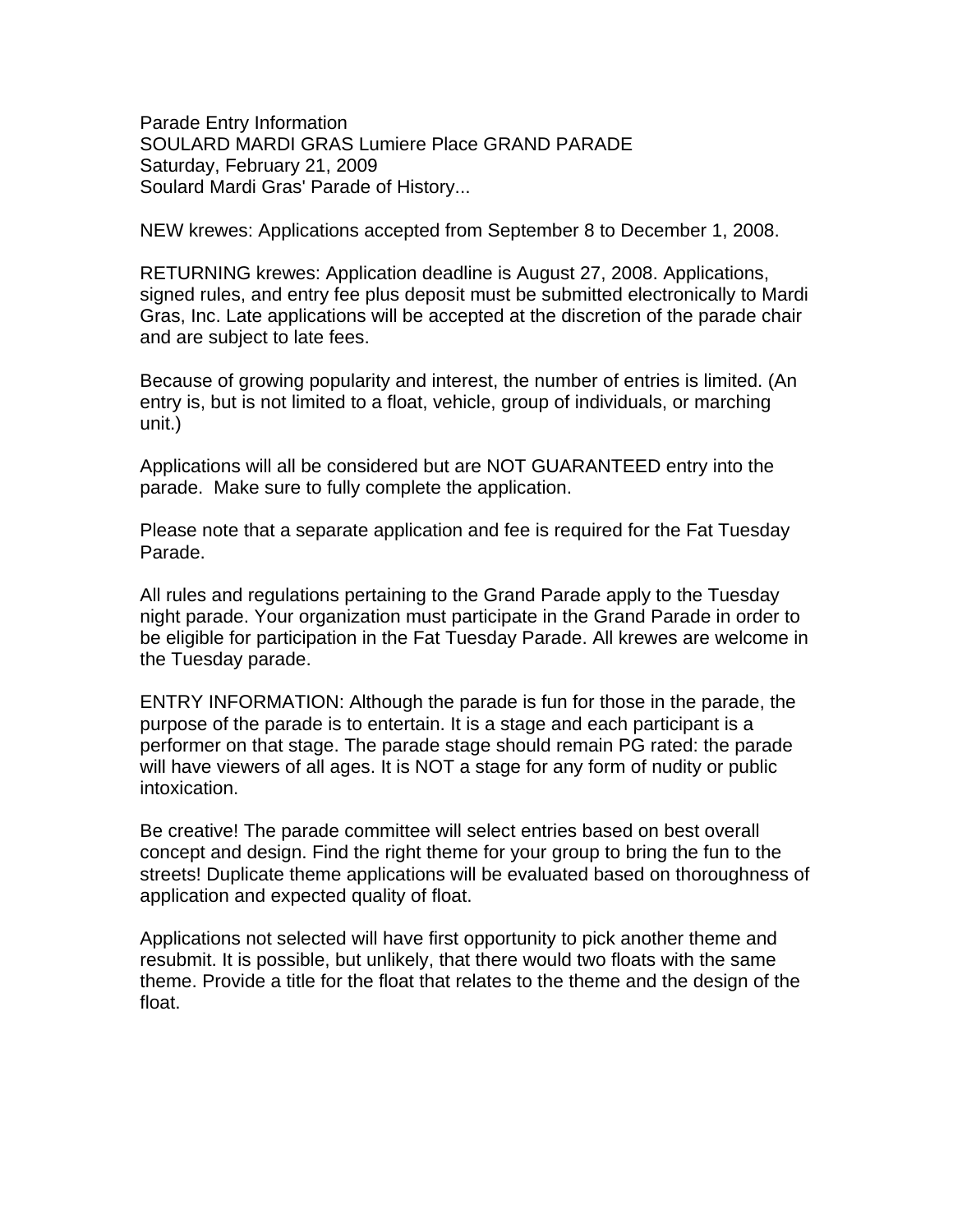Parade Entry Information
SOULARD MARDI GRAS Lumiere Place GRAND PARADE
Saturday, February 21, 2009
Soulard Mardi Gras' Parade of History...

NEW krewes: Applications accepted from September 8 to December 1, 2008.

RETURNING krewes: Application deadline is August 27, 2008. Applications, signed rules, and entry fee plus deposit must be submitted electronically to Mardi Gras, Inc. Late applications will be accepted at the discretion of the parade chair and are subject to late fees.

Because of growing popularity and interest, the number of entries is limited. (An entry is, but is not limited to a float, vehicle, group of individuals, or marching unit.)

Applications will all be considered but are NOT GUARANTEED entry into the parade. Make sure to fully complete the application.

Please note that a separate application and fee is required for the Fat Tuesday Parade.

All rules and regulations pertaining to the Grand Parade apply to the Tuesday night parade. Your organization must participate in the Grand Parade in order to be eligible for participation in the Fat Tuesday Parade. All krewes are welcome in the Tuesday parade.

ENTRY INFORMATION: Although the parade is fun for those in the parade, the purpose of the parade is to entertain. It is a stage and each participant is a performer on that stage. The parade stage should remain PG rated: the parade will have viewers of all ages. It is NOT a stage for any form of nudity or public intoxication.

Be creative! The parade committee will select entries based on best overall concept and design. Find the right theme for your group to bring the fun to the streets! Duplicate theme applications will be evaluated based on thoroughness of application and expected quality of float.

Applications not selected will have first opportunity to pick another theme and resubmit. It is possible, but unlikely, that there would two floats with the same theme. Provide a title for the float that relates to the theme and the design of the float.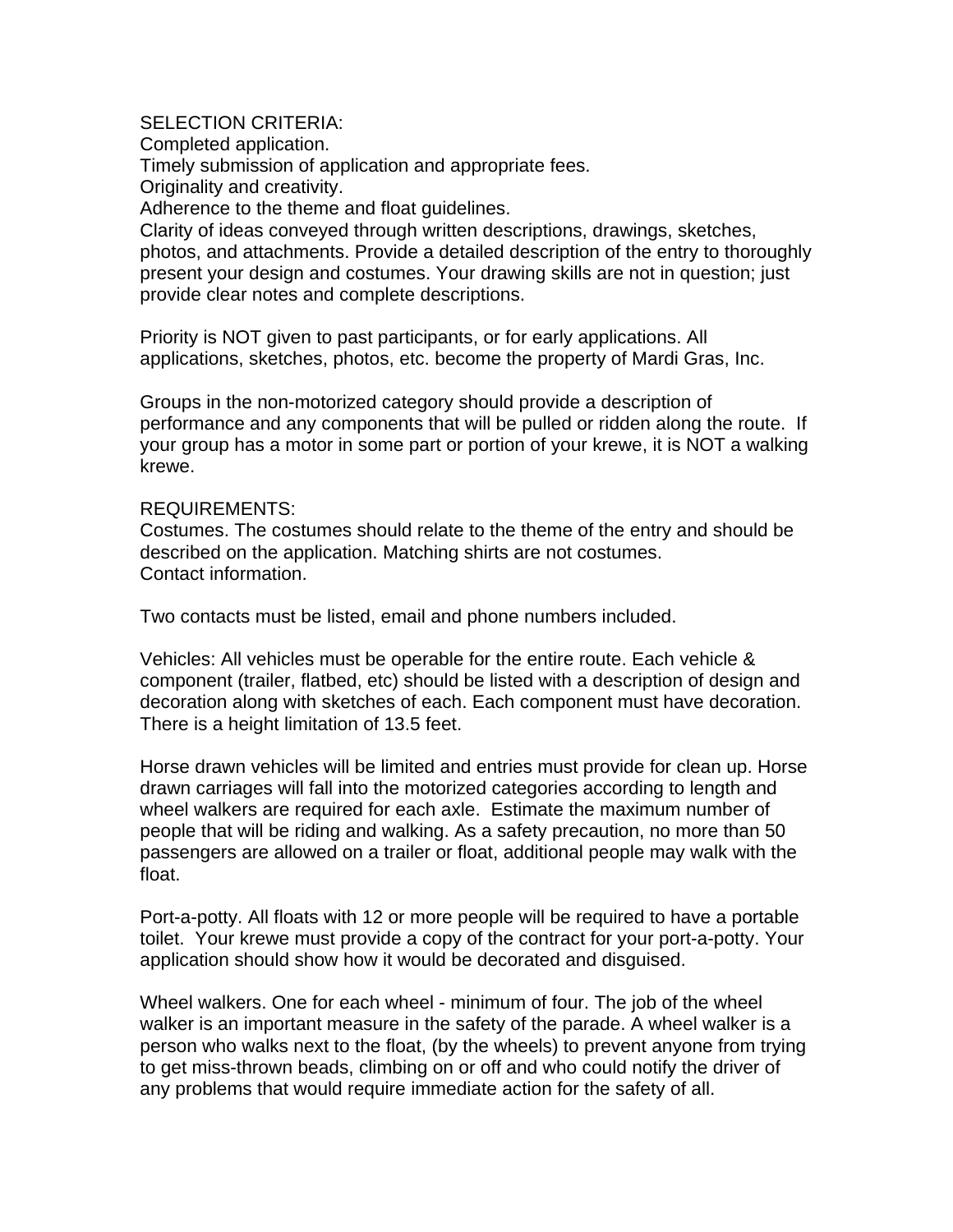SELECTION CRITERIA:

Completed application.

Timely submission of application and appropriate fees.

Originality and creativity.

Adherence to the theme and float guidelines.

Clarity of ideas conveyed through written descriptions, drawings, sketches, photos, and attachments. Provide a detailed description of the entry to thoroughly present your design and costumes. Your drawing skills are not in question; just provide clear notes and complete descriptions.

Priority is NOT given to past participants, or for early applications. All applications, sketches, photos, etc. become the property of Mardi Gras, Inc.

Groups in the non-motorized category should provide a description of performance and any components that will be pulled or ridden along the route. If your group has a motor in some part or portion of your krewe, it is NOT a walking krewe.

REQUIREMENTS:

Costumes. The costumes should relate to the theme of the entry and should be described on the application. Matching shirts are not costumes.

Contact information.

Two contacts must be listed, email and phone numbers included.

Vehicles: All vehicles must be operable for the entire route. Each vehicle & component (trailer, flatbed, etc) should be listed with a description of design and decoration along with sketches of each. Each component must have decoration. There is a height limitation of 13.5 feet.

Horse drawn vehicles will be limited and entries must provide for clean up. Horse drawn carriages will fall into the motorized categories according to length and wheel walkers are required for each axle. Estimate the maximum number of people that will be riding and walking. As a safety precaution, no more than 50 passengers are allowed on a trailer or float, additional people may walk with the float.

Port-a-potty. All floats with 12 or more people will be required to have a portable toilet. Your krewe must provide a copy of the contract for your port-a-potty. Your application should show how it would be decorated and disguised.

Wheel walkers. One for each wheel - minimum of four. The job of the wheel walker is an important measure in the safety of the parade. A wheel walker is a person who walks next to the float, (by the wheels) to prevent anyone from trying to get miss-thrown beads, climbing on or off and who could notify the driver of any problems that would require immediate action for the safety of all.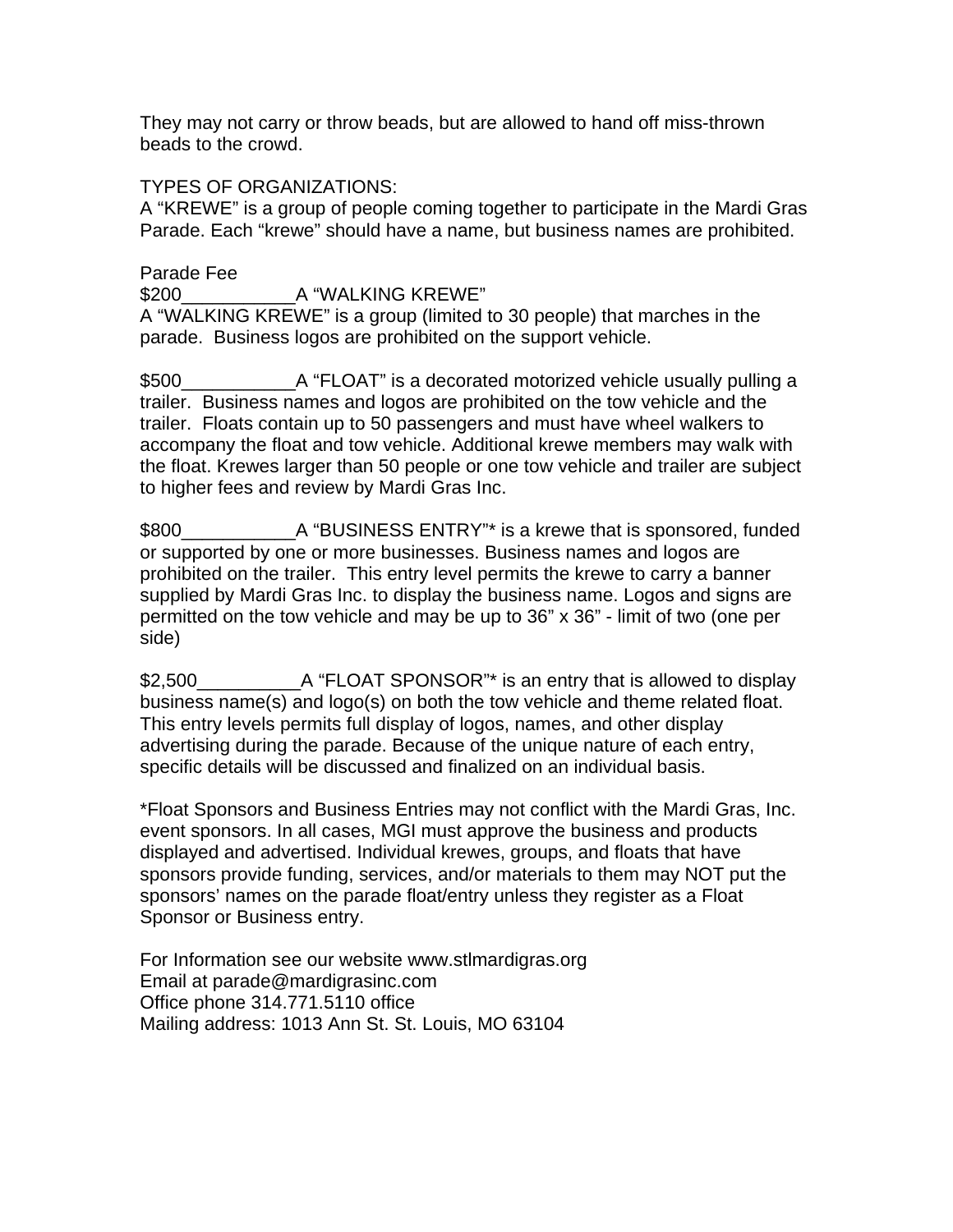They may not carry or throw beads, but are allowed to hand off miss-thrown beads to the crowd.

TYPES OF ORGANIZATIONS:
A "KREWE" is a group of people coming together to participate in the Mardi Gras Parade. Each "krewe" should have a name, but business names are prohibited.

Parade Fee
$200___________A "WALKING KREWE"
A "WALKING KREWE" is a group (limited to 30 people) that marches in the parade. Business logos are prohibited on the support vehicle.

$500___________A "FLOAT" is a decorated motorized vehicle usually pulling a trailer. Business names and logos are prohibited on the tow vehicle and the trailer. Floats contain up to 50 passengers and must have wheel walkers to accompany the float and tow vehicle. Additional krewe members may walk with the float. Krewes larger than 50 people or one tow vehicle and trailer are subject to higher fees and review by Mardi Gras Inc.

$800___________A "BUSINESS ENTRY"* is a krewe that is sponsored, funded or supported by one or more businesses. Business names and logos are prohibited on the trailer. This entry level permits the krewe to carry a banner supplied by Mardi Gras Inc. to display the business name. Logos and signs are permitted on the tow vehicle and may be up to 36" x 36" - limit of two (one per side)

$2,500__________A "FLOAT SPONSOR"* is an entry that is allowed to display business name(s) and logo(s) on both the tow vehicle and theme related float. This entry levels permits full display of logos, names, and other display advertising during the parade. Because of the unique nature of each entry, specific details will be discussed and finalized on an individual basis.

*Float Sponsors and Business Entries may not conflict with the Mardi Gras, Inc. event sponsors. In all cases, MGI must approve the business and products displayed and advertised. Individual krewes, groups, and floats that have sponsors provide funding, services, and/or materials to them may NOT put the sponsors' names on the parade float/entry unless they register as a Float Sponsor or Business entry.

For Information see our website www.stlmardigras.org
Email at parade@mardigrasinc.com
Office phone 314.771.5110 office
Mailing address: 1013 Ann St. St. Louis, MO 63104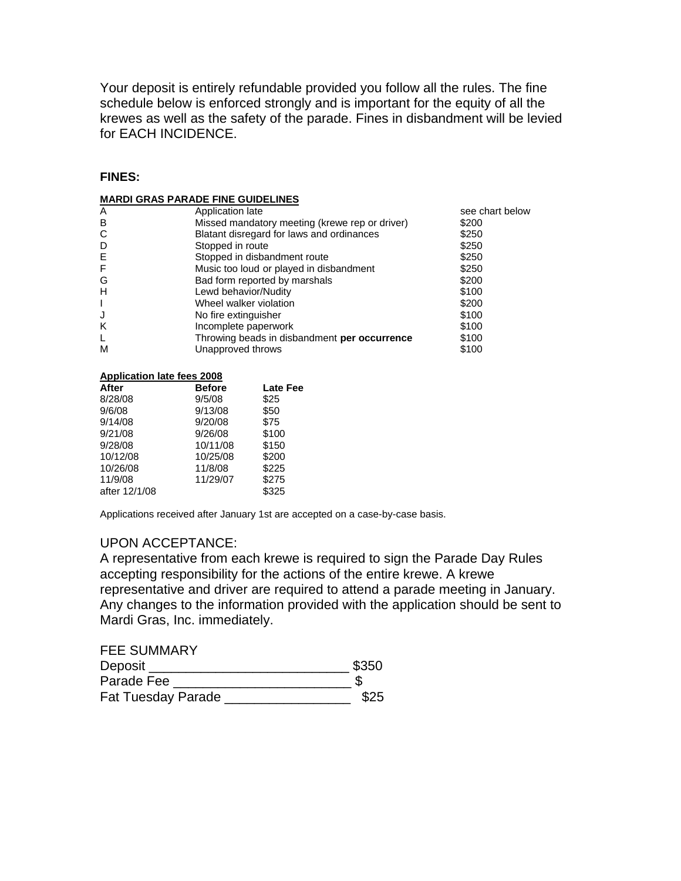Your deposit is entirely refundable provided you follow all the rules. The fine schedule below is enforced strongly and is important for the equity of all the krewes as well as the safety of the parade. Fines in disbandment will be levied for EACH INCIDENCE.

**FINES:**

**MARDI GRAS PARADE FINE GUIDELINES**

| | | |
|---|---|---|
| A | Application late | see chart below |
| B | Missed mandatory meeting (krewe rep or driver) | $200 |
| C | Blatant disregard for laws and ordinances | $250 |
| D | Stopped in route | $250 |
| E | Stopped in disbandment route | $250 |
| F | Music too loud or played in disbandment | $250 |
| G | Bad form reported by marshals | $200 |
| H | Lewd behavior/Nudity | $100 |
| I | Wheel walker violation | $200 |
| J | No fire extinguisher | $100 |
| K | Incomplete paperwork | $100 |
| L | Throwing beads in disbandment **per occurrence** | $100 |
| M | Unapproved throws | $100 |

**Application late fees 2008**

| After | Before | Late Fee |
|---|---|---|
| 8/28/08 | 9/5/08 | $25 |
| 9/6/08 | 9/13/08 | $50 |
| 9/14/08 | 9/20/08 | $75 |
| 9/21/08 | 9/26/08 | $100 |
| 9/28/08 | 10/11/08 | $150 |
| 10/12/08 | 10/25/08 | $200 |
| 10/26/08 | 11/8/08 | $225 |
| 11/9/08 | 11/29/07 | $275 |
| after 12/1/08 | | $325 |

Applications received after January 1st are accepted on a case-by-case basis.

UPON ACCEPTANCE:
A representative from each krewe is required to sign the Parade Day Rules accepting responsibility for the actions of the entire krewe. A krewe representative and driver are required to attend a parade meeting in January. Any changes to the information provided with the application should be sent to Mardi Gras, Inc. immediately.

FEE SUMMARY
Deposit __________________________ $350
Parade Fee ________________________ $
Fat Tuesday Parade ________________ $25